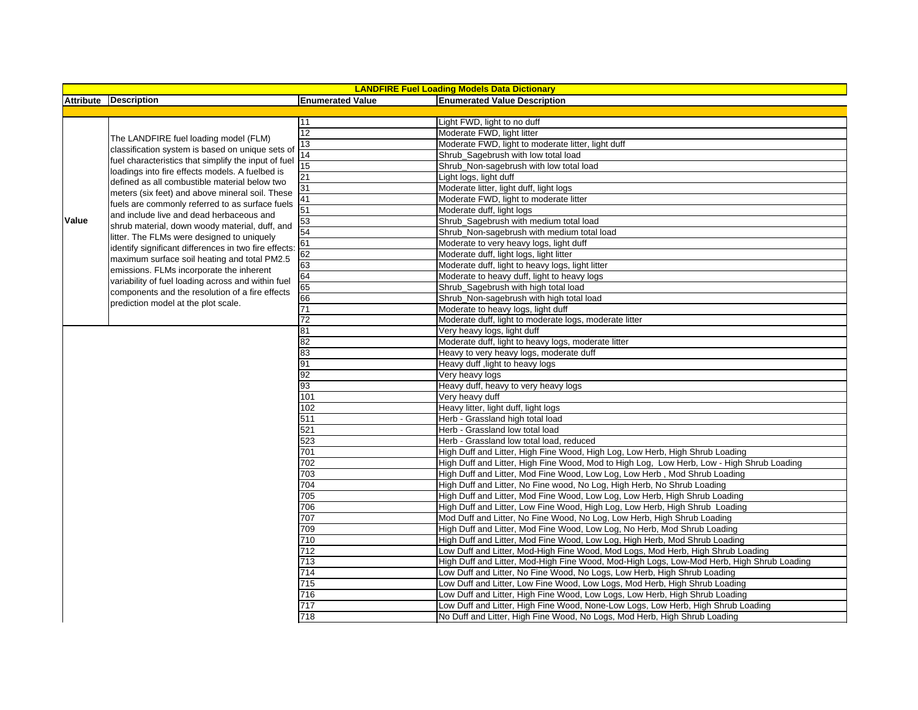| LANDFIRE Fuel Loading Models Data Dictionary | | | |
|---|---|---|---|
| **Attribute** | **Description** | **Enumerated Value** | **Enumerated Value Description** |
| **Value** | The LANDFIRE fuel loading model (FLM) classification system is based on unique sets of fuel characteristics that simplify the input of fuel loadings into fire effects models. A fuelbed is defined as all combustible material below two meters (six feet) and above mineral soil. These fuels are commonly referred to as surface fuels and include live and dead herbaceous and shrub material, down woody material, duff, and litter. The FLMs were designed to uniquely identify significant differences in two fire effects: maximum surface soil heating and total PM2.5 emissions. FLMs incorporate the inherent variability of fuel loading across and within fuel components and the resolution of a fire effects prediction model at the plot scale. | 11 | Light FWD, light to no duff |
| | | 12 | Moderate FWD, light litter |
| | | 13 | Moderate FWD, light to moderate litter, light duff |
| | | 14 | Shrub_Sagebrush with low total load |
| | | 15 | Shrub_Non-sagebrush with low total load |
| | | 21 | Light logs, light duff |
| | | 31 | Moderate litter, light duff, light logs |
| | | 41 | Moderate FWD, light to moderate litter |
| | | 51 | Moderate duff, light logs |
| | | 53 | Shrub_Sagebrush with medium total load |
| | | 54 | Shrub_Non-sagebrush with medium total load |
| | | 61 | Moderate to very heavy logs, light duff |
| | | 62 | Moderate duff, light logs, light litter |
| | | 63 | Moderate duff, light to heavy logs, light litter |
| | | 64 | Moderate to heavy duff, light to heavy logs |
| | | 65 | Shrub_Sagebrush with high total load |
| | | 66 | Shrub_Non-sagebrush with high total load |
| | | 71 | Moderate to heavy logs, light duff |
| | | 72 | Moderate duff, light to moderate logs, moderate litter |
| | | 81 | Very heavy logs, light duff |
| | | 82 | Moderate duff, light to heavy logs, moderate litter |
| | | 83 | Heavy to very heavy logs, moderate duff |
| | | 91 | Heavy duff ,light to heavy logs |
| | | 92 | Very heavy logs |
| | | 93 | Heavy duff, heavy to very heavy logs |
| | | 101 | Very heavy duff |
| | | 102 | Heavy litter, light duff, light logs |
| | | 511 | Herb - Grassland high total load |
| | | 521 | Herb - Grassland low total load |
| | | 523 | Herb - Grassland low total load, reduced |
| | | 701 | High Duff and Litter, High Fine Wood, High Log, Low Herb, High Shrub Loading |
| | | 702 | High Duff and Litter, High Fine Wood, Mod to High Log, Low Herb, Low - High Shrub Loading |
| | | 703 | High Duff and Litter, Mod Fine Wood, Low Log, Low Herb , Mod Shrub Loading |
| | | 704 | High Duff and Litter, No Fine wood, No Log, High Herb, No Shrub Loading |
| | | 705 | High Duff and Litter, Mod Fine Wood, Low Log, Low Herb, High Shrub Loading |
| | | 706 | High Duff and Litter, Low Fine Wood, High Log, Low Herb, High Shrub Loading |
| | | 707 | Mod Duff and Litter, No Fine Wood, No Log, Low Herb, High Shrub Loading |
| | | 709 | High Duff and Litter, Mod Fine Wood, Low Log, No Herb, Mod Shrub Loading |
| | | 710 | High Duff and Litter, Mod Fine Wood, Low Log, High Herb, Mod Shrub Loading |
| | | 712 | Low Duff and Litter, Mod-High Fine Wood, Mod Logs, Mod Herb, High Shrub Loading |
| | | 713 | High Duff and Litter, Mod-High Fine Wood, Mod-High Logs, Low-Mod Herb, High Shrub Loading |
| | | 714 | Low Duff and Litter, No Fine Wood, No Logs, Low Herb, High Shrub Loading |
| | | 715 | Low Duff and Litter, Low Fine Wood, Low Logs, Mod Herb, High Shrub Loading |
| | | 716 | Low Duff and Litter, High Fine Wood, Low Logs, Low Herb, High Shrub Loading |
| | | 717 | Low Duff and Litter, High Fine Wood, None-Low Logs, Low Herb, High Shrub Loading |
| | | 718 | No Duff and Litter, High Fine Wood, No Logs, Mod Herb, High Shrub Loading |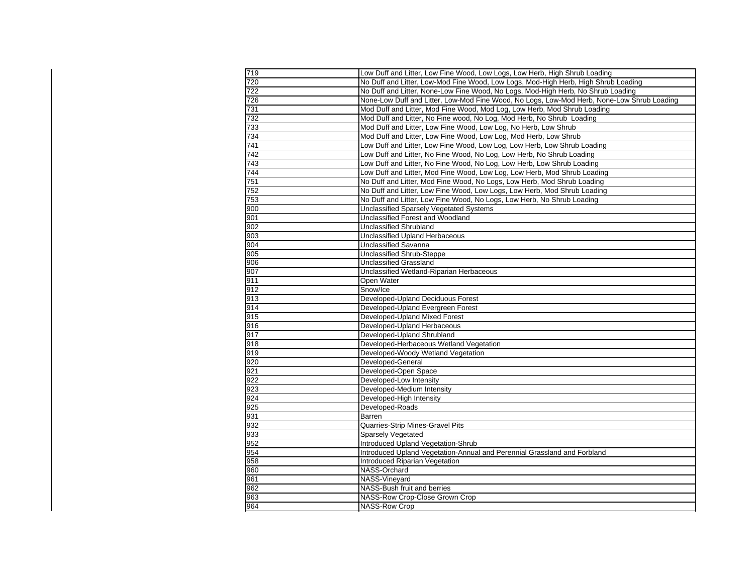| | |
|---|---|
| 719 | Low Duff and Litter, Low Fine Wood, Low Logs, Low Herb, High Shrub Loading |
| 720 | No Duff and Litter, Low-Mod Fine Wood, Low Logs, Mod-High Herb, High Shrub Loading |
| 722 | No Duff and Litter, None-Low Fine Wood, No Logs, Mod-High Herb, No Shrub Loading |
| 726 | None-Low Duff and Litter, Low-Mod Fine Wood, No Logs, Low-Mod Herb, None-Low Shrub Loading |
| 731 | Mod Duff and Litter, Mod Fine Wood, Mod Log, Low Herb, Mod Shrub Loading |
| 732 | Mod Duff and Litter, No Fine wood, No Log, Mod Herb, No Shrub  Loading |
| 733 | Mod Duff and Litter, Low Fine Wood, Low Log, No Herb, Low Shrub |
| 734 | Mod Duff and Litter, Low Fine Wood, Low Log, Mod Herb, Low Shrub |
| 741 | Low Duff and Litter, Low Fine Wood, Low Log, Low Herb, Low Shrub Loading |
| 742 | Low Duff and Litter, No Fine Wood, No Log, Low Herb, No Shrub Loading |
| 743 | Low Duff and Litter, No Fine Wood, No Log, Low Herb, Low Shrub Loading |
| 744 | Low Duff and Litter, Mod Fine Wood, Low Log, Low Herb, Mod Shrub Loading |
| 751 | No Duff and Litter, Mod Fine Wood, No Logs, Low Herb, Mod Shrub Loading |
| 752 | No Duff and Litter, Low Fine Wood, Low Logs, Low Herb, Mod Shrub Loading |
| 753 | No Duff and Litter, Low Fine Wood, No Logs, Low Herb, No Shrub Loading |
| 900 | Unclassified Sparsely Vegetated Systems |
| 901 | Unclassified Forest and Woodland |
| 902 | Unclassified Shrubland |
| 903 | Unclassified Upland Herbaceous |
| 904 | Unclassified Savanna |
| 905 | Unclassified Shrub-Steppe |
| 906 | Unclassified Grassland |
| 907 | Unclassified Wetland-Riparian Herbaceous |
| 911 | Open Water |
| 912 | Snow/Ice |
| 913 | Developed-Upland Deciduous Forest |
| 914 | Developed-Upland Evergreen Forest |
| 915 | Developed-Upland Mixed Forest |
| 916 | Developed-Upland Herbaceous |
| 917 | Developed-Upland Shrubland |
| 918 | Developed-Herbaceous Wetland Vegetation |
| 919 | Developed-Woody Wetland Vegetation |
| 920 | Developed-General |
| 921 | Developed-Open Space |
| 922 | Developed-Low Intensity |
| 923 | Developed-Medium Intensity |
| 924 | Developed-High Intensity |
| 925 | Developed-Roads |
| 931 | Barren |
| 932 | Quarries-Strip Mines-Gravel Pits |
| 933 | Sparsely Vegetated |
| 952 | Introduced Upland Vegetation-Shrub |
| 954 | Introduced Upland Vegetation-Annual and Perennial Grassland and Forbland |
| 958 | Introduced Riparian Vegetation |
| 960 | NASS-Orchard |
| 961 | NASS-Vineyard |
| 962 | NASS-Bush fruit and berries |
| 963 | NASS-Row Crop-Close Grown Crop |
| 964 | NASS-Row Crop |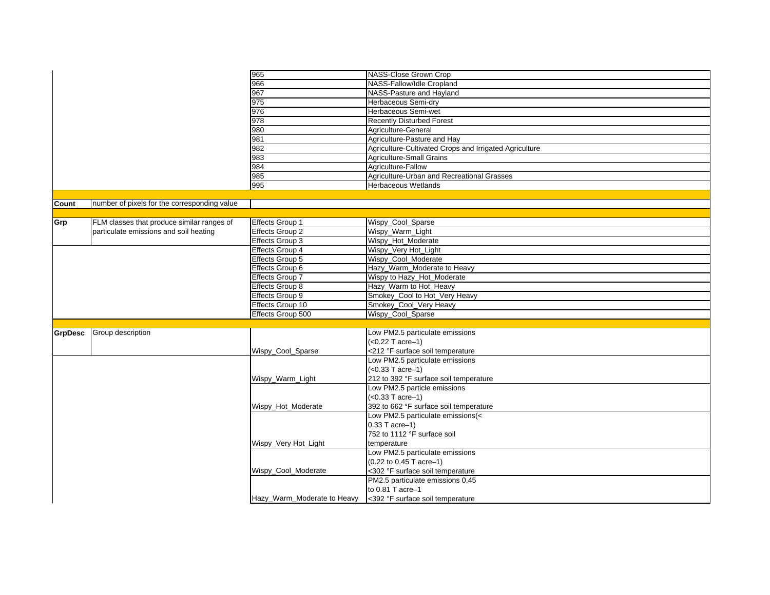| | | | |
|---|---|---|---|
| | | 965 | NASS-Close Grown Crop |
| | | 966 | NASS-Fallow/Idle Cropland |
| | | 967 | NASS-Pasture and Hayland |
| | | 975 | Herbaceous Semi-dry |
| | | 976 | Herbaceous Semi-wet |
| | | 978 | Recently Disturbed Forest |
| | | 980 | Agriculture-General |
| | | 981 | Agriculture-Pasture and Hay |
| | | 982 | Agriculture-Cultivated Crops and Irrigated Agriculture |
| | | 983 | Agriculture-Small Grains |
| | | 984 | Agriculture-Fallow |
| | | 985 | Agriculture-Urban and Recreational Grasses |
| | | 995 | Herbaceous Wetlands |
| | | | |
| **Count** | number of pixels for the corresponding value | | |
| | | | |
| **Grp** | FLM classes that produce similar ranges of particulate emissions and soil heating | Effects Group 1 | Wispy_Cool_Sparse |
| | | Effects Group 2 | Wispy_Warm_Light |
| | | Effects Group 3 | Wispy_Hot_Moderate |
| | | Effects Group 4 | Wispy_Very Hot_Light |
| | | Effects Group 5 | Wispy_Cool_Moderate |
| | | Effects Group 6 | Hazy_Warm_Moderate to Heavy |
| | | Effects Group 7 | Wispy to Hazy_Hot_Moderate |
| | | Effects Group 8 | Hazy_Warm to Hot_Heavy |
| | | Effects Group 9 | Smokey_Cool to Hot_Very Heavy |
| | | Effects Group 10 | Smokey_Cool_Very Heavy |
| | | Effects Group 500 | Wispy_Cool_Sparse |
| | | | |
| **GrpDesc** | Group description | Wispy_Cool_Sparse | Low PM2.5 particulate emissions (<0.22 T acre–1) <212 °F surface soil temperature |
| | | Wispy_Warm_Light | Low PM2.5 particulate emissions (<0.33 T acre–1) 212 to 392 °F surface soil temperature |
| | | Wispy_Hot_Moderate | Low PM2.5 particle emissions (<0.33 T acre–1) 392 to 662 °F surface soil temperature |
| | | Wispy_Very Hot_Light | Low PM2.5 particulate emissions(< 0.33 T acre–1) 752 to 1112 °F surface soil temperature |
| | | Wispy_Cool_Moderate | Low PM2.5 particulate emissions (0.22 to 0.45 T acre–1) <302 °F surface soil temperature |
| | | Hazy_Warm_Moderate to Heavy | PM2.5 particulate emissions 0.45 to 0.81 T acre–1 <392 °F surface soil temperature |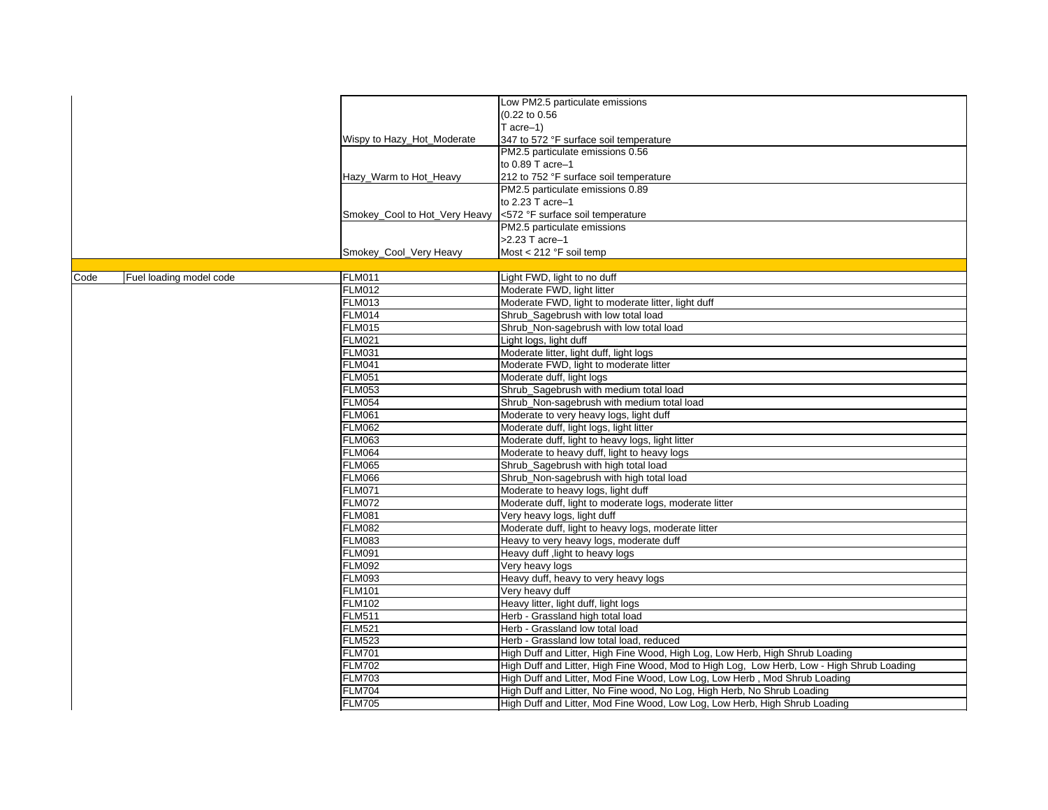| | | | |
|---|---|---|---|
| | | Wispy to Hazy_Hot_Moderate | Low PM2.5 particulate emissions (0.22 to 0.56 T acre–1) 347 to 572 °F surface soil temperature |
| | | Hazy_Warm to Hot_Heavy | PM2.5 particulate emissions 0.56 to 0.89 T acre–1 212 to 752 °F surface soil temperature |
| | | Smokey_Cool to Hot_Very Heavy | PM2.5 particulate emissions 0.89 to 2.23 T acre–1 <572 °F surface soil temperature |
| | | Smokey_Cool_Very Heavy | PM2.5 particulate emissions >2.23 T acre–1 Most < 212 °F soil temp |
| | | | |
| Code | Fuel loading model code | FLM011 | Light FWD, light to no duff |
| | | FLM012 | Moderate FWD, light litter |
| | | FLM013 | Moderate FWD, light to moderate litter, light duff |
| | | FLM014 | Shrub_Sagebrush with low total load |
| | | FLM015 | Shrub_Non-sagebrush with low total load |
| | | FLM021 | Light logs, light duff |
| | | FLM031 | Moderate litter, light duff, light logs |
| | | FLM041 | Moderate FWD, light to moderate litter |
| | | FLM051 | Moderate duff, light logs |
| | | FLM053 | Shrub_Sagebrush with medium total load |
| | | FLM054 | Shrub_Non-sagebrush with medium total load |
| | | FLM061 | Moderate to very heavy logs, light duff |
| | | FLM062 | Moderate duff, light logs, light litter |
| | | FLM063 | Moderate duff, light to heavy logs, light litter |
| | | FLM064 | Moderate to heavy duff, light to heavy logs |
| | | FLM065 | Shrub_Sagebrush with high total load |
| | | FLM066 | Shrub_Non-sagebrush with high total load |
| | | FLM071 | Moderate to heavy logs, light duff |
| | | FLM072 | Moderate duff, light to moderate logs, moderate litter |
| | | FLM081 | Very heavy logs, light duff |
| | | FLM082 | Moderate duff, light to heavy logs, moderate litter |
| | | FLM083 | Heavy to very heavy logs, moderate duff |
| | | FLM091 | Heavy duff ,light to heavy logs |
| | | FLM092 | Very heavy logs |
| | | FLM093 | Heavy duff, heavy to very heavy logs |
| | | FLM101 | Very heavy duff |
| | | FLM102 | Heavy litter, light duff, light logs |
| | | FLM511 | Herb - Grassland high total load |
| | | FLM521 | Herb - Grassland low total load |
| | | FLM523 | Herb - Grassland low total load, reduced |
| | | FLM701 | High Duff and Litter, High Fine Wood, High Log, Low Herb, High Shrub Loading |
| | | FLM702 | High Duff and Litter, High Fine Wood, Mod to High Log, Low Herb, Low - High Shrub Loading |
| | | FLM703 | High Duff and Litter, Mod Fine Wood, Low Log, Low Herb , Mod Shrub Loading |
| | | FLM704 | High Duff and Litter, No Fine wood, No Log, High Herb, No Shrub Loading |
| | | FLM705 | High Duff and Litter, Mod Fine Wood, Low Log, Low Herb, High Shrub Loading |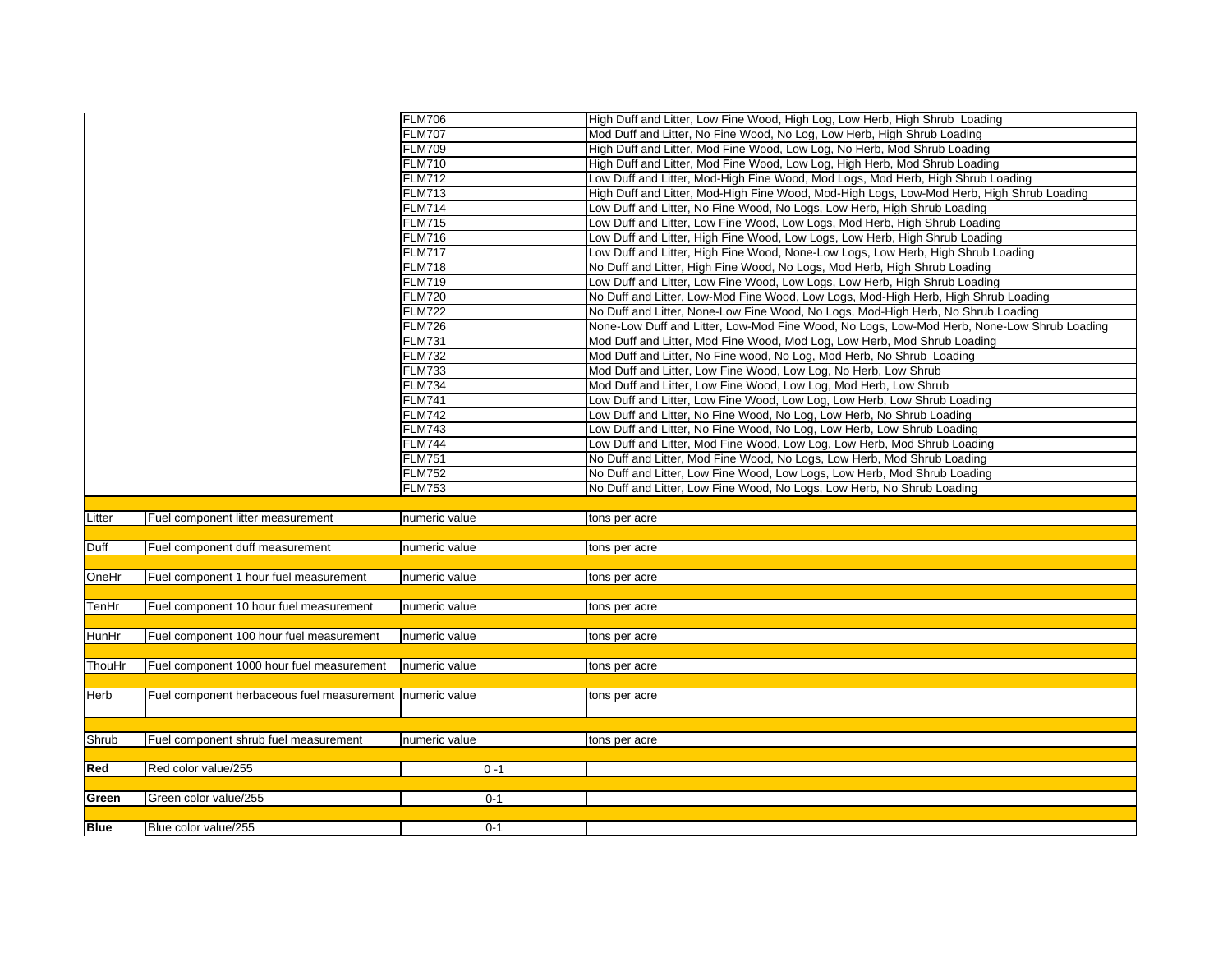| | | | |
|---|---|---|---|
| | | FLM706 | High Duff and Litter, Low Fine Wood, High Log, Low Herb, High Shrub Loading |
| | | FLM707 | Mod Duff and Litter, No Fine Wood, No Log, Low Herb, High Shrub Loading |
| | | FLM709 | High Duff and Litter, Mod Fine Wood, Low Log, No Herb, Mod Shrub Loading |
| | | FLM710 | High Duff and Litter, Mod Fine Wood, Low Log, High Herb, Mod Shrub Loading |
| | | FLM712 | Low Duff and Litter, Mod-High Fine Wood, Mod Logs, Mod Herb, High Shrub Loading |
| | | FLM713 | High Duff and Litter, Mod-High Fine Wood, Mod-High Logs, Low-Mod Herb, High Shrub Loading |
| | | FLM714 | Low Duff and Litter, No Fine Wood, No Logs, Low Herb, High Shrub Loading |
| | | FLM715 | Low Duff and Litter, Low Fine Wood, Low Logs, Mod Herb, High Shrub Loading |
| | | FLM716 | Low Duff and Litter, High Fine Wood, Low Logs, Low Herb, High Shrub Loading |
| | | FLM717 | Low Duff and Litter, High Fine Wood, None-Low Logs, Low Herb, High Shrub Loading |
| | | FLM718 | No Duff and Litter, High Fine Wood, No Logs, Mod Herb, High Shrub Loading |
| | | FLM719 | Low Duff and Litter, Low Fine Wood, Low Logs, Low Herb, High Shrub Loading |
| | | FLM720 | No Duff and Litter, Low-Mod Fine Wood, Low Logs, Mod-High Herb, High Shrub Loading |
| | | FLM722 | No Duff and Litter, None-Low Fine Wood, No Logs, Mod-High Herb, No Shrub Loading |
| | | FLM726 | None-Low Duff and Litter, Low-Mod Fine Wood, No Logs, Low-Mod Herb, None-Low Shrub Loading |
| | | FLM731 | Mod Duff and Litter, Mod Fine Wood, Mod Log, Low Herb, Mod Shrub Loading |
| | | FLM732 | Mod Duff and Litter, No Fine wood, No Log, Mod Herb, No Shrub Loading |
| | | FLM733 | Mod Duff and Litter, Low Fine Wood, Low Log, No Herb, Low Shrub |
| | | FLM734 | Mod Duff and Litter, Low Fine Wood, Low Log, Mod Herb, Low Shrub |
| | | FLM741 | Low Duff and Litter, Low Fine Wood, Low Log, Low Herb, Low Shrub Loading |
| | | FLM742 | Low Duff and Litter, No Fine Wood, No Log, Low Herb, No Shrub Loading |
| | | FLM743 | Low Duff and Litter, No Fine Wood, No Log, Low Herb, Low Shrub Loading |
| | | FLM744 | Low Duff and Litter, Mod Fine Wood, Low Log, Low Herb, Mod Shrub Loading |
| | | FLM751 | No Duff and Litter, Mod Fine Wood, No Logs, Low Herb, Mod Shrub Loading |
| | | FLM752 | No Duff and Litter, Low Fine Wood, Low Logs, Low Herb, Mod Shrub Loading |
| | | FLM753 | No Duff and Litter, Low Fine Wood, No Logs, Low Herb, No Shrub Loading |
| Litter | Fuel component litter measurement | numeric value | tons per acre |
| Duff | Fuel component duff measurement | numeric value | tons per acre |
| OneHr | Fuel component 1 hour fuel measurement | numeric value | tons per acre |
| TenHr | Fuel component 10 hour fuel measurement | numeric value | tons per acre |
| HunHr | Fuel component 100 hour fuel measurement | numeric value | tons per acre |
| ThouHr | Fuel component 1000 hour fuel measurement | numeric value | tons per acre |
| Herb | Fuel component herbaceous fuel measurement | numeric value | tons per acre |
| Shrub | Fuel component shrub fuel measurement | numeric value | tons per acre |
| **Red** | Red color value/255 | 0 -1 | |
| **Green** | Green color value/255 | 0-1 | |
| **Blue** | Blue color value/255 | 0-1 | |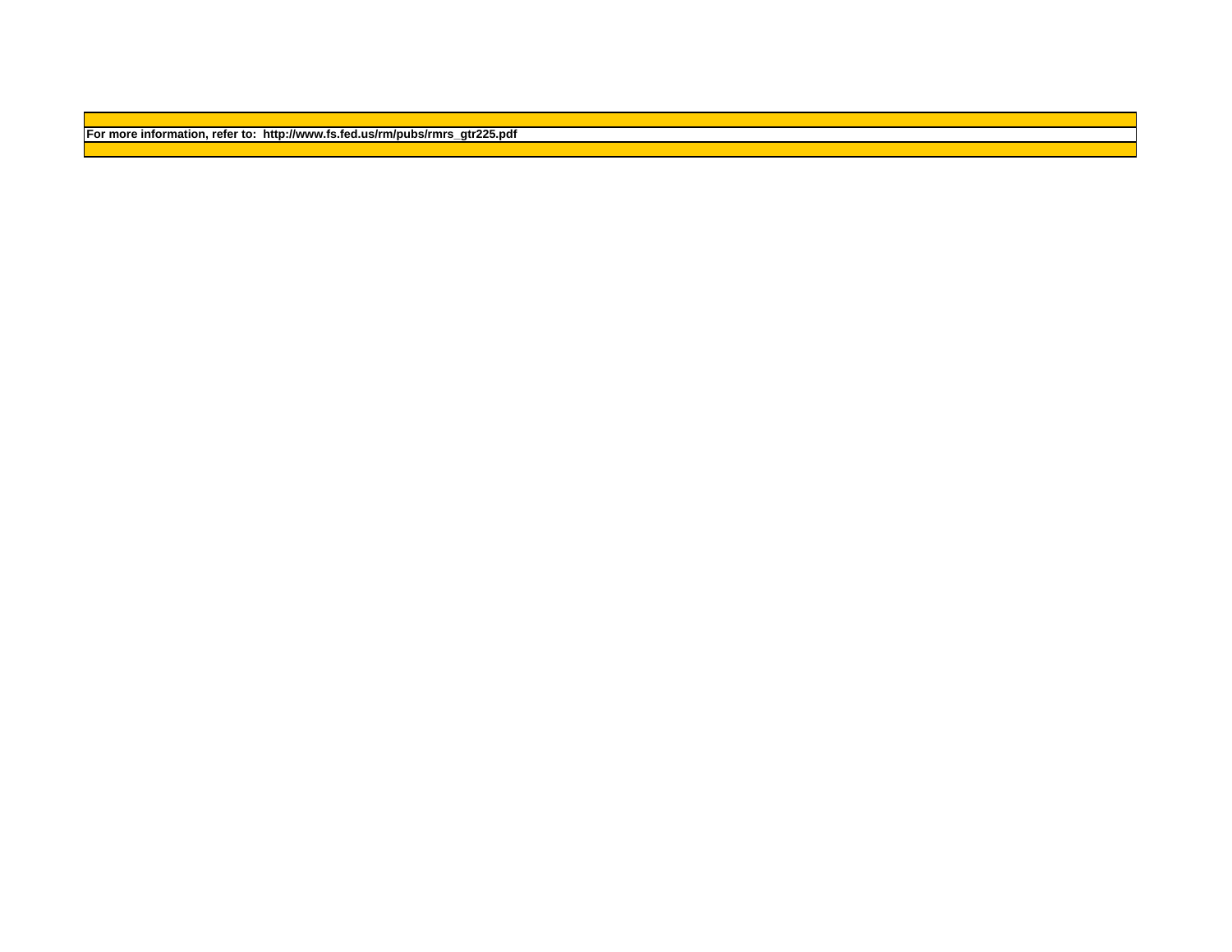**For more information, refer to:  http://www.fs.fed.us/rm/pubs/rmrs_gtr225.pdf**